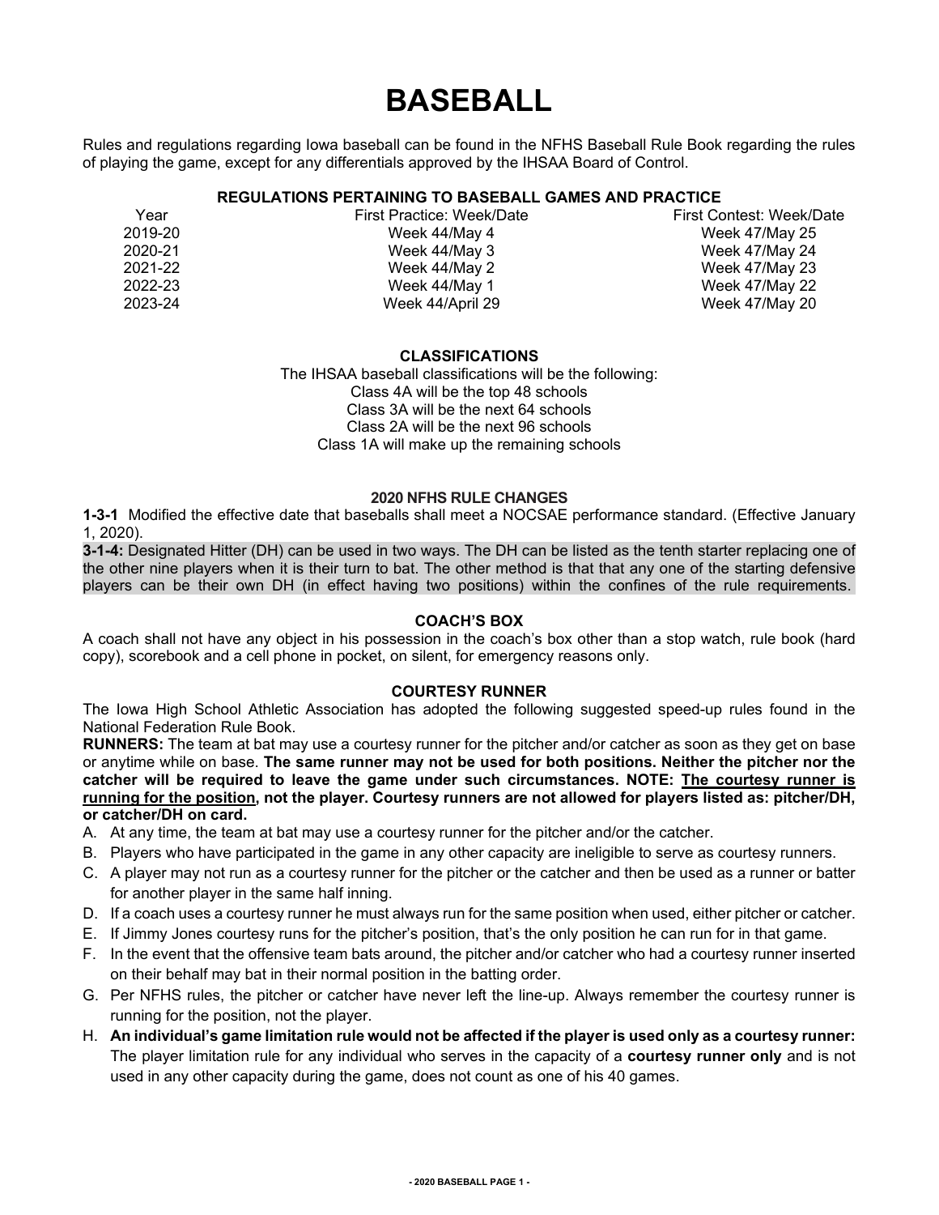# BASEBALL

Rules and regulations regarding Iowa baseball can be found in the NFHS Baseball Rule Book regarding the rules of playing the game, except for any differentials approved by the IHSAA Board of Control.

### REGULATIONS PERTAINING TO BASEBALL GAMES AND PRACTICE

| Year | First Practice: Week/Date | First Contest: Week/Date |
|---|---|---|
| 2019-20 | Week 44/May 4 | Week 47/May 25 |
| 2020-21 | Week 44/May 3 | Week 47/May 24 |
| 2021-22 | Week 44/May 2 | Week 47/May 23 |
| 2022-23 | Week 44/May 1 | Week 47/May 22 |
| 2023-24 | Week 44/April 29 | Week 47/May 20 |

### CLASSIFICATIONS

The IHSAA baseball classifications will be the following:
Class 4A will be the top 48 schools
Class 3A will be the next 64 schools
Class 2A will be the next 96 schools
Class 1A will make up the remaining schools

### 2020 NFHS RULE CHANGES

**1-3-1** Modified the effective date that baseballs shall meet a NOCSAE performance standard. (Effective January 1, 2020).

**3-1-4:** Designated Hitter (DH) can be used in two ways. The DH can be listed as the tenth starter replacing one of the other nine players when it is their turn to bat. The other method is that that any one of the starting defensive players can be their own DH (in effect having two positions) within the confines of the rule requirements.

### COACH'S BOX

A coach shall not have any object in his possession in the coach's box other than a stop watch, rule book (hard copy), scorebook and a cell phone in pocket, on silent, for emergency reasons only.

### COURTESY RUNNER

The Iowa High School Athletic Association has adopted the following suggested speed-up rules found in the National Federation Rule Book.

**RUNNERS:** The team at bat may use a courtesy runner for the pitcher and/or catcher as soon as they get on base or anytime while on base. **The same runner may not be used for both positions. Neither the pitcher nor the catcher will be required to leave the game under such circumstances. NOTE: <u>The courtesy runner is running for the position</u>, not the player. Courtesy runners are not allowed for players listed as: pitcher/DH, or catcher/DH on card.**

A. At any time, the team at bat may use a courtesy runner for the pitcher and/or the catcher.
B. Players who have participated in the game in any other capacity are ineligible to serve as courtesy runners.
C. A player may not run as a courtesy runner for the pitcher or the catcher and then be used as a runner or batter for another player in the same half inning.
D. If a coach uses a courtesy runner he must always run for the same position when used, either pitcher or catcher.
E. If Jimmy Jones courtesy runs for the pitcher's position, that's the only position he can run for in that game.
F. In the event that the offensive team bats around, the pitcher and/or catcher who had a courtesy runner inserted on their behalf may bat in their normal position in the batting order.
G. Per NFHS rules, the pitcher or catcher have never left the line-up. Always remember the courtesy runner is running for the position, not the player.
H. **An individual's game limitation rule would not be affected if the player is used only as a courtesy runner:** The player limitation rule for any individual who serves in the capacity of a **courtesy runner only** and is not used in any other capacity during the game, does not count as one of his 40 games.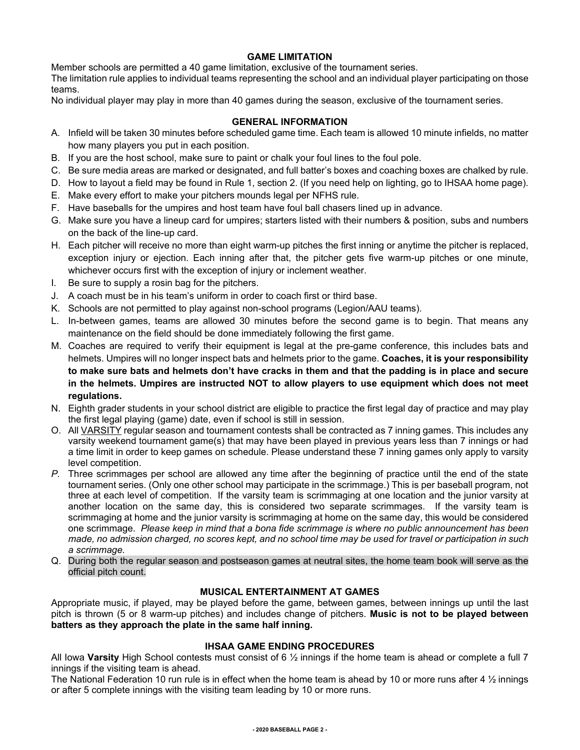## GAME LIMITATION

Member schools are permitted a 40 game limitation, exclusive of the tournament series.

The limitation rule applies to individual teams representing the school and an individual player participating on those teams.

No individual player may play in more than 40 games during the season, exclusive of the tournament series.

## GENERAL INFORMATION

A. Infield will be taken 30 minutes before scheduled game time. Each team is allowed 10 minute infields, no matter how many players you put in each position.

B. If you are the host school, make sure to paint or chalk your foul lines to the foul pole.

C. Be sure media areas are marked or designated, and full batter's boxes and coaching boxes are chalked by rule.

D. How to layout a field may be found in Rule 1, section 2. (If you need help on lighting, go to IHSAA home page).

E. Make every effort to make your pitchers mounds legal per NFHS rule.

F. Have baseballs for the umpires and host team have foul ball chasers lined up in advance.

G. Make sure you have a lineup card for umpires; starters listed with their numbers & position, subs and numbers on the back of the line-up card.

H. Each pitcher will receive no more than eight warm-up pitches the first inning or anytime the pitcher is replaced, exception injury or ejection. Each inning after that, the pitcher gets five warm-up pitches or one minute, whichever occurs first with the exception of injury or inclement weather.

I. Be sure to supply a rosin bag for the pitchers.

J. A coach must be in his team's uniform in order to coach first or third base.

K. Schools are not permitted to play against non-school programs (Legion/AAU teams).

L. In-between games, teams are allowed 30 minutes before the second game is to begin. That means any maintenance on the field should be done immediately following the first game.

M. Coaches are required to verify their equipment is legal at the pre-game conference, this includes bats and helmets. Umpires will no longer inspect bats and helmets prior to the game. **Coaches, it is your responsibility to make sure bats and helmets don't have cracks in them and that the padding is in place and secure in the helmets. Umpires are instructed NOT to allow players to use equipment which does not meet regulations.**

N. Eighth grader students in your school district are eligible to practice the first legal day of practice and may play the first legal playing (game) date, even if school is still in session.

O. All <u>VARSITY</u> regular season and tournament contests shall be contracted as 7 inning games. This includes any varsity weekend tournament game(s) that may have been played in previous years less than 7 innings or had a time limit in order to keep games on schedule. Please understand these 7 inning games only apply to varsity level competition.

*P.* Three scrimmages per school are allowed any time after the beginning of practice until the end of the state tournament series. (Only one other school may participate in the scrimmage.) This is per baseball program, not three at each level of competition. If the varsity team is scrimmaging at one location and the junior varsity at another location on the same day, this is considered two separate scrimmages. If the varsity team is scrimmaging at home and the junior varsity is scrimmaging at home on the same day, this would be considered one scrimmage. *Please keep in mind that a bona fide scrimmage is where no public announcement has been made, no admission charged, no scores kept, and no school time may be used for travel or participation in such a scrimmage.*

Q. During both the regular season and postseason games at neutral sites, the home team book will serve as the official pitch count.

## MUSICAL ENTERTAINMENT AT GAMES

Appropriate music, if played, may be played before the game, between games, between innings up until the last pitch is thrown (5 or 8 warm-up pitches) and includes change of pitchers. **Music is not to be played between batters as they approach the plate in the same half inning.**

## IHSAA GAME ENDING PROCEDURES

All Iowa **Varsity** High School contests must consist of 6 ½ innings if the home team is ahead or complete a full 7 innings if the visiting team is ahead.

The National Federation 10 run rule is in effect when the home team is ahead by 10 or more runs after 4 ½ innings or after 5 complete innings with the visiting team leading by 10 or more runs.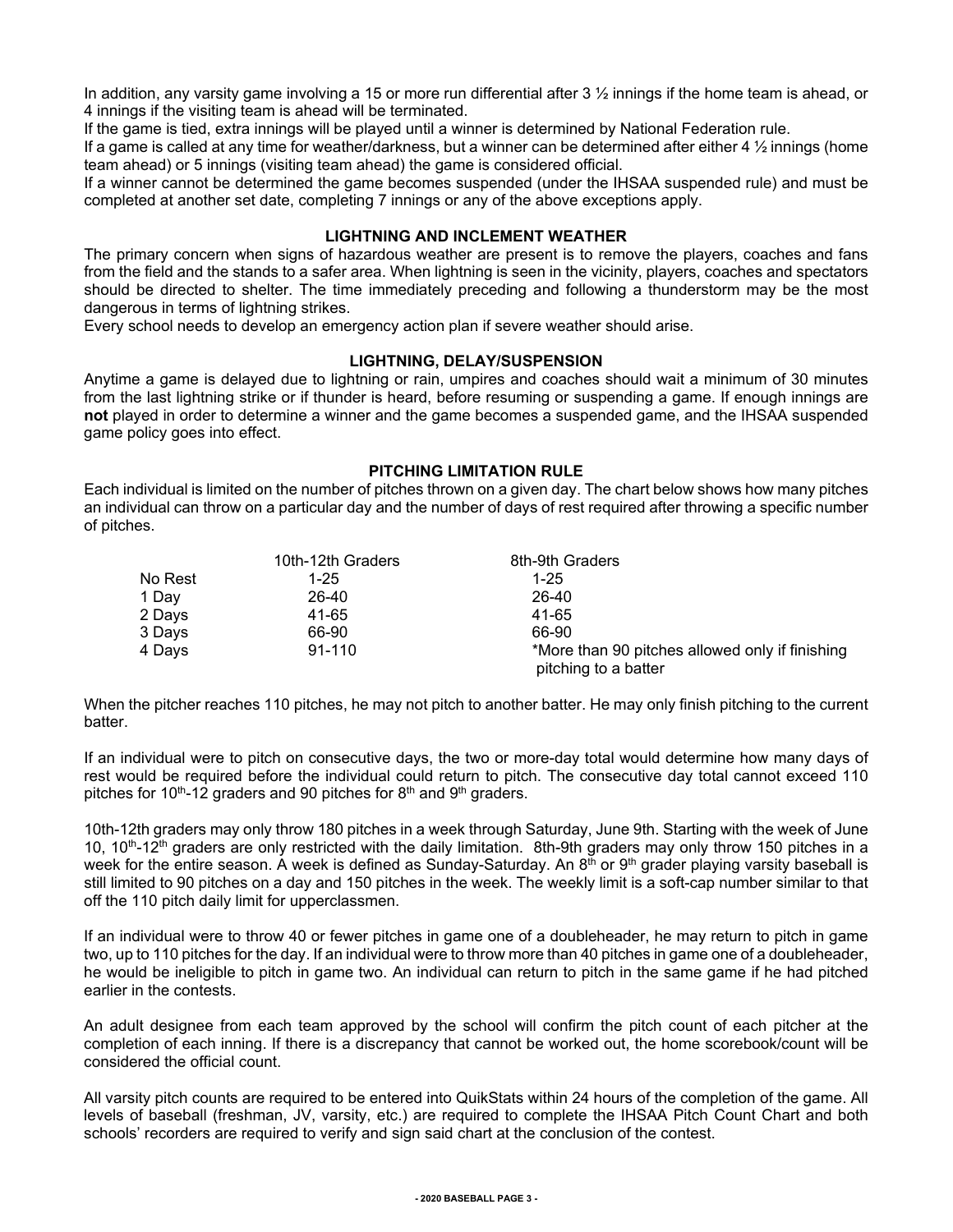In addition, any varsity game involving a 15 or more run differential after 3 ½ innings if the home team is ahead, or 4 innings if the visiting team is ahead will be terminated.

If the game is tied, extra innings will be played until a winner is determined by National Federation rule.

If a game is called at any time for weather/darkness, but a winner can be determined after either 4 ½ innings (home team ahead) or 5 innings (visiting team ahead) the game is considered official.

If a winner cannot be determined the game becomes suspended (under the IHSAA suspended rule) and must be completed at another set date, completing 7 innings or any of the above exceptions apply.

## LIGHTNING AND INCLEMENT WEATHER

The primary concern when signs of hazardous weather are present is to remove the players, coaches and fans from the field and the stands to a safer area. When lightning is seen in the vicinity, players, coaches and spectators should be directed to shelter. The time immediately preceding and following a thunderstorm may be the most dangerous in terms of lightning strikes.

Every school needs to develop an emergency action plan if severe weather should arise.

## LIGHTNING, DELAY/SUSPENSION

Anytime a game is delayed due to lightning or rain, umpires and coaches should wait a minimum of 30 minutes from the last lightning strike or if thunder is heard, before resuming or suspending a game. If enough innings are **not** played in order to determine a winner and the game becomes a suspended game, and the IHSAA suspended game policy goes into effect.

## PITCHING LIMITATION RULE

Each individual is limited on the number of pitches thrown on a given day. The chart below shows how many pitches an individual can throw on a particular day and the number of days of rest required after throwing a specific number of pitches.

| | 10th-12th Graders | 8th-9th Graders |
|---|---|---|
| No Rest | 1-25 | 1-25 |
| 1 Day | 26-40 | 26-40 |
| 2 Days | 41-65 | 41-65 |
| 3 Days | 66-90 | 66-90 |
| 4 Days | 91-110 | *More than 90 pitches allowed only if finishing pitching to a batter |

When the pitcher reaches 110 pitches, he may not pitch to another batter. He may only finish pitching to the current batter.

If an individual were to pitch on consecutive days, the two or more-day total would determine how many days of rest would be required before the individual could return to pitch. The consecutive day total cannot exceed 110 pitches for 10th-12 graders and 90 pitches for 8th and 9th graders.

10th-12th graders may only throw 180 pitches in a week through Saturday, June 9th. Starting with the week of June 10, 10th-12th graders are only restricted with the daily limitation. 8th-9th graders may only throw 150 pitches in a week for the entire season. A week is defined as Sunday-Saturday. An 8th or 9th grader playing varsity baseball is still limited to 90 pitches on a day and 150 pitches in the week. The weekly limit is a soft-cap number similar to that off the 110 pitch daily limit for upperclassmen.

If an individual were to throw 40 or fewer pitches in game one of a doubleheader, he may return to pitch in game two, up to 110 pitches for the day. If an individual were to throw more than 40 pitches in game one of a doubleheader, he would be ineligible to pitch in game two. An individual can return to pitch in the same game if he had pitched earlier in the contests.

An adult designee from each team approved by the school will confirm the pitch count of each pitcher at the completion of each inning. If there is a discrepancy that cannot be worked out, the home scorebook/count will be considered the official count.

All varsity pitch counts are required to be entered into QuikStats within 24 hours of the completion of the game. All levels of baseball (freshman, JV, varsity, etc.) are required to complete the IHSAA Pitch Count Chart and both schools' recorders are required to verify and sign said chart at the conclusion of the contest.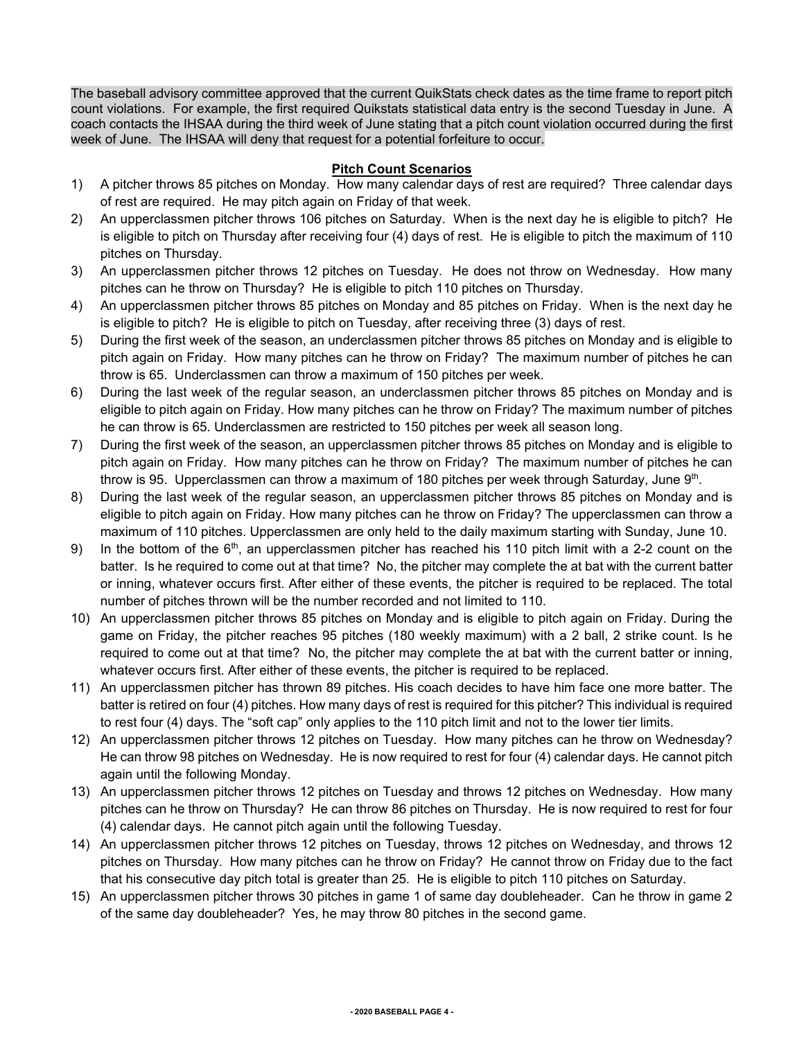The baseball advisory committee approved that the current QuikStats check dates as the time frame to report pitch count violations. For example, the first required Quikstats statistical data entry is the second Tuesday in June. A coach contacts the IHSAA during the third week of June stating that a pitch count violation occurred during the first week of June. The IHSAA will deny that request for a potential forfeiture to occur.

## Pitch Count Scenarios

1) A pitcher throws 85 pitches on Monday. How many calendar days of rest are required? Three calendar days of rest are required. He may pitch again on Friday of that week.
2) An upperclassmen pitcher throws 106 pitches on Saturday. When is the next day he is eligible to pitch? He is eligible to pitch on Thursday after receiving four (4) days of rest. He is eligible to pitch the maximum of 110 pitches on Thursday.
3) An upperclassmen pitcher throws 12 pitches on Tuesday. He does not throw on Wednesday. How many pitches can he throw on Thursday? He is eligible to pitch 110 pitches on Thursday.
4) An upperclassmen pitcher throws 85 pitches on Monday and 85 pitches on Friday. When is the next day he is eligible to pitch? He is eligible to pitch on Tuesday, after receiving three (3) days of rest.
5) During the first week of the season, an underclassmen pitcher throws 85 pitches on Monday and is eligible to pitch again on Friday. How many pitches can he throw on Friday? The maximum number of pitches he can throw is 65. Underclassmen can throw a maximum of 150 pitches per week.
6) During the last week of the regular season, an underclassmen pitcher throws 85 pitches on Monday and is eligible to pitch again on Friday. How many pitches can he throw on Friday? The maximum number of pitches he can throw is 65. Underclassmen are restricted to 150 pitches per week all season long.
7) During the first week of the season, an upperclassmen pitcher throws 85 pitches on Monday and is eligible to pitch again on Friday. How many pitches can he throw on Friday? The maximum number of pitches he can throw is 95. Upperclassmen can throw a maximum of 180 pitches per week through Saturday, June 9th.
8) During the last week of the regular season, an upperclassmen pitcher throws 85 pitches on Monday and is eligible to pitch again on Friday. How many pitches can he throw on Friday? The upperclassmen can throw a maximum of 110 pitches. Upperclassmen are only held to the daily maximum starting with Sunday, June 10.
9) In the bottom of the 6th, an upperclassmen pitcher has reached his 110 pitch limit with a 2-2 count on the batter. Is he required to come out at that time? No, the pitcher may complete the at bat with the current batter or inning, whatever occurs first. After either of these events, the pitcher is required to be replaced. The total number of pitches thrown will be the number recorded and not limited to 110.
10) An upperclassmen pitcher throws 85 pitches on Monday and is eligible to pitch again on Friday. During the game on Friday, the pitcher reaches 95 pitches (180 weekly maximum) with a 2 ball, 2 strike count. Is he required to come out at that time? No, the pitcher may complete the at bat with the current batter or inning, whatever occurs first. After either of these events, the pitcher is required to be replaced.
11) An upperclassmen pitcher has thrown 89 pitches. His coach decides to have him face one more batter. The batter is retired on four (4) pitches. How many days of rest is required for this pitcher? This individual is required to rest four (4) days. The "soft cap" only applies to the 110 pitch limit and not to the lower tier limits.
12) An upperclassmen pitcher throws 12 pitches on Tuesday. How many pitches can he throw on Wednesday? He can throw 98 pitches on Wednesday. He is now required to rest for four (4) calendar days. He cannot pitch again until the following Monday.
13) An upperclassmen pitcher throws 12 pitches on Tuesday and throws 12 pitches on Wednesday. How many pitches can he throw on Thursday? He can throw 86 pitches on Thursday. He is now required to rest for four (4) calendar days. He cannot pitch again until the following Tuesday.
14) An upperclassmen pitcher throws 12 pitches on Tuesday, throws 12 pitches on Wednesday, and throws 12 pitches on Thursday. How many pitches can he throw on Friday? He cannot throw on Friday due to the fact that his consecutive day pitch total is greater than 25. He is eligible to pitch 110 pitches on Saturday.
15) An upperclassmen pitcher throws 30 pitches in game 1 of same day doubleheader. Can he throw in game 2 of the same day doubleheader? Yes, he may throw 80 pitches in the second game.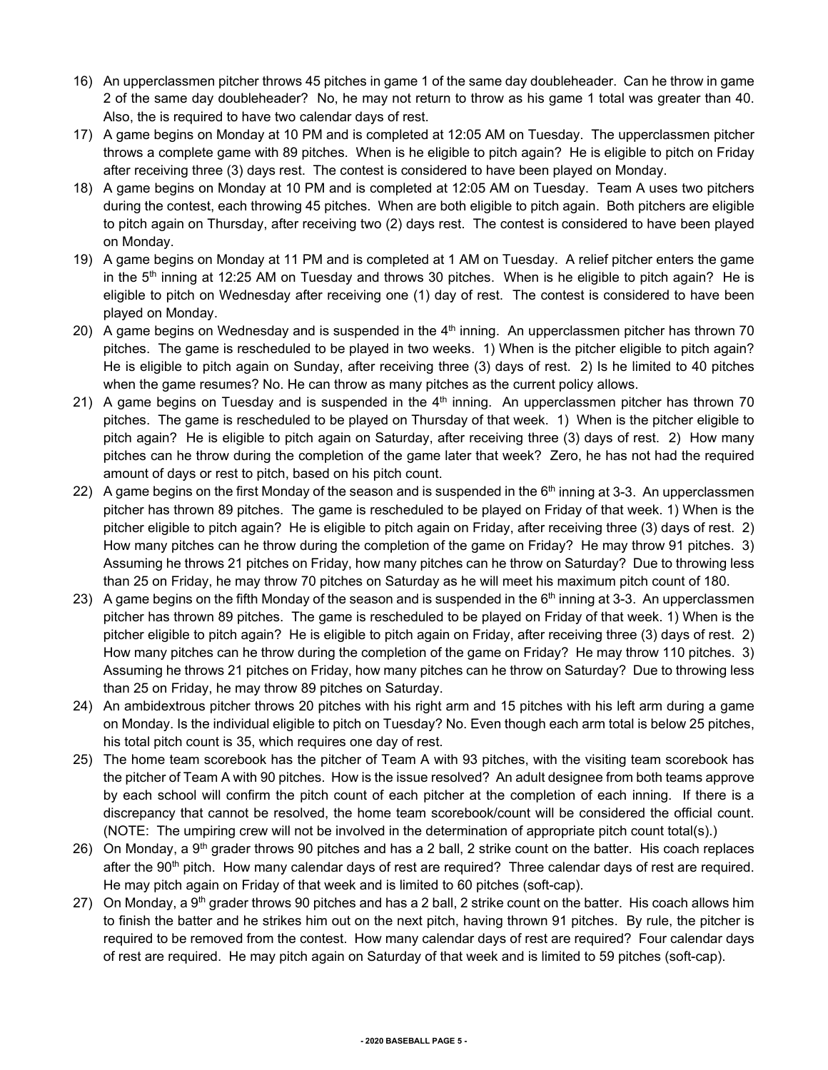16) An upperclassmen pitcher throws 45 pitches in game 1 of the same day doubleheader. Can he throw in game 2 of the same day doubleheader? No, he may not return to throw as his game 1 total was greater than 40. Also, the is required to have two calendar days of rest.
17) A game begins on Monday at 10 PM and is completed at 12:05 AM on Tuesday. The upperclassmen pitcher throws a complete game with 89 pitches. When is he eligible to pitch again? He is eligible to pitch on Friday after receiving three (3) days rest. The contest is considered to have been played on Monday.
18) A game begins on Monday at 10 PM and is completed at 12:05 AM on Tuesday. Team A uses two pitchers during the contest, each throwing 45 pitches. When are both eligible to pitch again. Both pitchers are eligible to pitch again on Thursday, after receiving two (2) days rest. The contest is considered to have been played on Monday.
19) A game begins on Monday at 11 PM and is completed at 1 AM on Tuesday. A relief pitcher enters the game in the 5th inning at 12:25 AM on Tuesday and throws 30 pitches. When is he eligible to pitch again? He is eligible to pitch on Wednesday after receiving one (1) day of rest. The contest is considered to have been played on Monday.
20) A game begins on Wednesday and is suspended in the 4th inning. An upperclassmen pitcher has thrown 70 pitches. The game is rescheduled to be played in two weeks. 1) When is the pitcher eligible to pitch again? He is eligible to pitch again on Sunday, after receiving three (3) days of rest. 2) Is he limited to 40 pitches when the game resumes? No. He can throw as many pitches as the current policy allows.
21) A game begins on Tuesday and is suspended in the 4th inning. An upperclassmen pitcher has thrown 70 pitches. The game is rescheduled to be played on Thursday of that week. 1) When is the pitcher eligible to pitch again? He is eligible to pitch again on Saturday, after receiving three (3) days of rest. 2) How many pitches can he throw during the completion of the game later that week? Zero, he has not had the required amount of days or rest to pitch, based on his pitch count.
22) A game begins on the first Monday of the season and is suspended in the 6th inning at 3-3. An upperclassmen pitcher has thrown 89 pitches. The game is rescheduled to be played on Friday of that week. 1) When is the pitcher eligible to pitch again? He is eligible to pitch again on Friday, after receiving three (3) days of rest. 2) How many pitches can he throw during the completion of the game on Friday? He may throw 91 pitches. 3) Assuming he throws 21 pitches on Friday, how many pitches can he throw on Saturday? Due to throwing less than 25 on Friday, he may throw 70 pitches on Saturday as he will meet his maximum pitch count of 180.
23) A game begins on the fifth Monday of the season and is suspended in the 6th inning at 3-3. An upperclassmen pitcher has thrown 89 pitches. The game is rescheduled to be played on Friday of that week. 1) When is the pitcher eligible to pitch again? He is eligible to pitch again on Friday, after receiving three (3) days of rest. 2) How many pitches can he throw during the completion of the game on Friday? He may throw 110 pitches. 3) Assuming he throws 21 pitches on Friday, how many pitches can he throw on Saturday? Due to throwing less than 25 on Friday, he may throw 89 pitches on Saturday.
24) An ambidextrous pitcher throws 20 pitches with his right arm and 15 pitches with his left arm during a game on Monday. Is the individual eligible to pitch on Tuesday? No. Even though each arm total is below 25 pitches, his total pitch count is 35, which requires one day of rest.
25) The home team scorebook has the pitcher of Team A with 93 pitches, with the visiting team scorebook has the pitcher of Team A with 90 pitches. How is the issue resolved? An adult designee from both teams approve by each school will confirm the pitch count of each pitcher at the completion of each inning. If there is a discrepancy that cannot be resolved, the home team scorebook/count will be considered the official count. (NOTE: The umpiring crew will not be involved in the determination of appropriate pitch count total(s).)
26) On Monday, a 9th grader throws 90 pitches and has a 2 ball, 2 strike count on the batter. His coach replaces after the 90th pitch. How many calendar days of rest are required? Three calendar days of rest are required. He may pitch again on Friday of that week and is limited to 60 pitches (soft-cap).
27) On Monday, a 9th grader throws 90 pitches and has a 2 ball, 2 strike count on the batter. His coach allows him to finish the batter and he strikes him out on the next pitch, having thrown 91 pitches. By rule, the pitcher is required to be removed from the contest. How many calendar days of rest are required? Four calendar days of rest are required. He may pitch again on Saturday of that week and is limited to 59 pitches (soft-cap).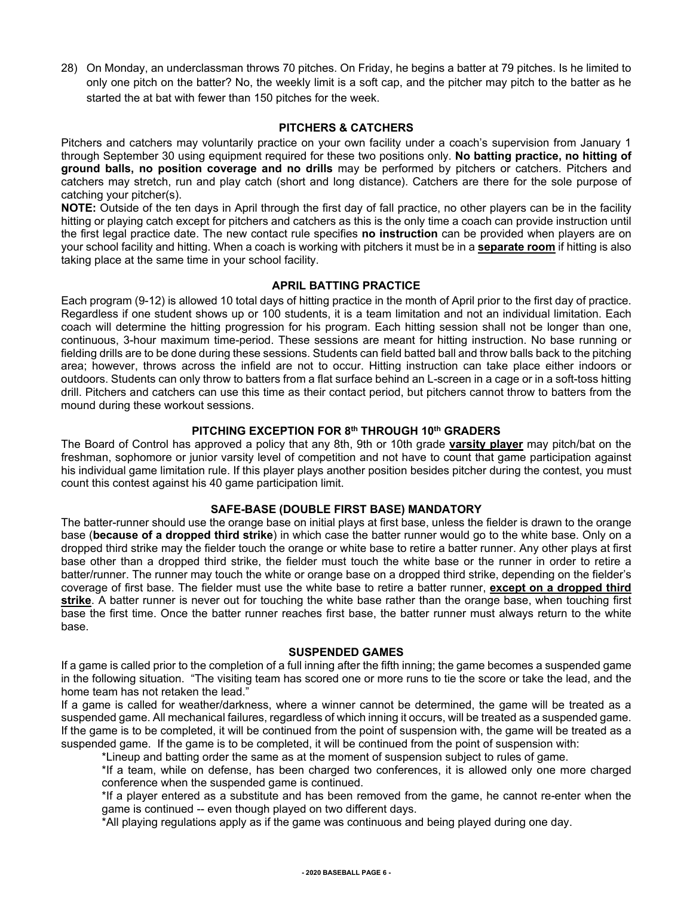28) On Monday, an underclassman throws 70 pitches. On Friday, he begins a batter at 79 pitches. Is he limited to only one pitch on the batter? No, the weekly limit is a soft cap, and the pitcher may pitch to the batter as he started the at bat with fewer than 150 pitches for the week.

## PITCHERS & CATCHERS

Pitchers and catchers may voluntarily practice on your own facility under a coach's supervision from January 1 through September 30 using equipment required for these two positions only. **No batting practice, no hitting of ground balls, no position coverage and no drills** may be performed by pitchers or catchers. Pitchers and catchers may stretch, run and play catch (short and long distance). Catchers are there for the sole purpose of catching your pitcher(s).

**NOTE:** Outside of the ten days in April through the first day of fall practice, no other players can be in the facility hitting or playing catch except for pitchers and catchers as this is the only time a coach can provide instruction until the first legal practice date. The new contact rule specifies **no instruction** can be provided when players are on your school facility and hitting. When a coach is working with pitchers it must be in a **separate room** if hitting is also taking place at the same time in your school facility.

## APRIL BATTING PRACTICE

Each program (9-12) is allowed 10 total days of hitting practice in the month of April prior to the first day of practice. Regardless if one student shows up or 100 students, it is a team limitation and not an individual limitation. Each coach will determine the hitting progression for his program. Each hitting session shall not be longer than one, continuous, 3-hour maximum time-period. These sessions are meant for hitting instruction. No base running or fielding drills are to be done during these sessions. Students can field batted ball and throw balls back to the pitching area; however, throws across the infield are not to occur. Hitting instruction can take place either indoors or outdoors. Students can only throw to batters from a flat surface behind an L-screen in a cage or in a soft-toss hitting drill. Pitchers and catchers can use this time as their contact period, but pitchers cannot throw to batters from the mound during these workout sessions.

## PITCHING EXCEPTION FOR 8th THROUGH 10th GRADERS

The Board of Control has approved a policy that any 8th, 9th or 10th grade **varsity player** may pitch/bat on the freshman, sophomore or junior varsity level of competition and not have to count that game participation against his individual game limitation rule. If this player plays another position besides pitcher during the contest, you must count this contest against his 40 game participation limit.

## SAFE-BASE (DOUBLE FIRST BASE) MANDATORY

The batter-runner should use the orange base on initial plays at first base, unless the fielder is drawn to the orange base (**because of a dropped third strike**) in which case the batter runner would go to the white base. Only on a dropped third strike may the fielder touch the orange or white base to retire a batter runner. Any other plays at first base other than a dropped third strike, the fielder must touch the white base or the runner in order to retire a batter/runner. The runner may touch the white or orange base on a dropped third strike, depending on the fielder's coverage of first base. The fielder must use the white base to retire a batter runner, **except on a dropped third strike**. A batter runner is never out for touching the white base rather than the orange base, when touching first base the first time. Once the batter runner reaches first base, the batter runner must always return to the white base.

## SUSPENDED GAMES

If a game is called prior to the completion of a full inning after the fifth inning; the game becomes a suspended game in the following situation. "The visiting team has scored one or more runs to tie the score or take the lead, and the home team has not retaken the lead."

If a game is called for weather/darkness, where a winner cannot be determined, the game will be treated as a suspended game. All mechanical failures, regardless of which inning it occurs, will be treated as a suspended game. If the game is to be completed, it will be continued from the point of suspension with, the game will be treated as a suspended game. If the game is to be completed, it will be continued from the point of suspension with:

- *Lineup and batting order the same as at the moment of suspension subject to rules of game.
- *If a team, while on defense, has been charged two conferences, it is allowed only one more charged conference when the suspended game is continued.
- *If a player entered as a substitute and has been removed from the game, he cannot re-enter when the game is continued -- even though played on two different days.
- *All playing regulations apply as if the game was continuous and being played during one day.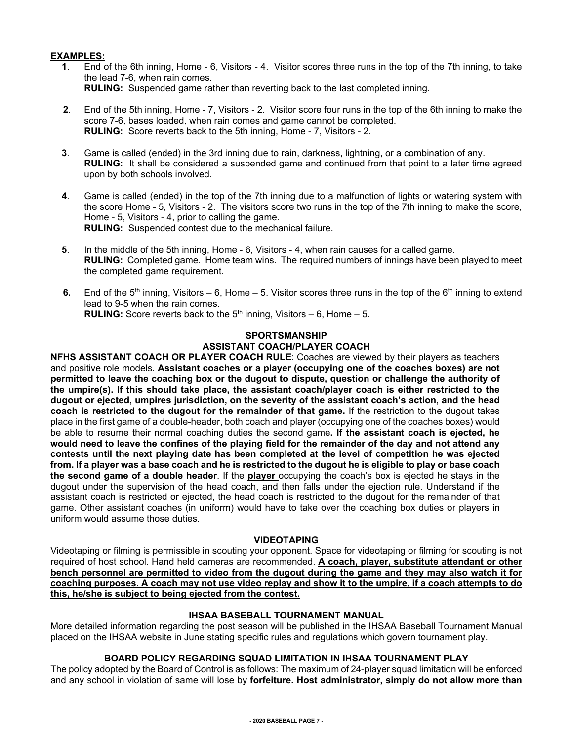**EXAMPLES:**

**1**. End of the 6th inning, Home - 6, Visitors - 4. Visitor scores three runs in the top of the 7th inning, to take the lead 7-6, when rain comes.
**RULING:** Suspended game rather than reverting back to the last completed inning.

**2**. End of the 5th inning, Home - 7, Visitors - 2. Visitor score four runs in the top of the 6th inning to make the score 7-6, bases loaded, when rain comes and game cannot be completed.
**RULING:** Score reverts back to the 5th inning, Home - 7, Visitors - 2.

**3**. Game is called (ended) in the 3rd inning due to rain, darkness, lightning, or a combination of any.
**RULING:** It shall be considered a suspended game and continued from that point to a later time agreed upon by both schools involved.

**4**. Game is called (ended) in the top of the 7th inning due to a malfunction of lights or watering system with the score Home - 5, Visitors - 2. The visitors score two runs in the top of the 7th inning to make the score, Home - 5, Visitors - 4, prior to calling the game.
**RULING:** Suspended contest due to the mechanical failure.

**5**. In the middle of the 5th inning, Home - 6, Visitors - 4, when rain causes for a called game.
**RULING:** Completed game. Home team wins. The required numbers of innings have been played to meet the completed game requirement.

**6.** End of the 5th inning, Visitors – 6, Home – 5. Visitor scores three runs in the top of the 6th inning to extend lead to 9-5 when the rain comes.
**RULING:** Score reverts back to the 5th inning, Visitors – 6, Home – 5.

## SPORTSMANSHIP
## ASSISTANT COACH/PLAYER COACH

**NFHS ASSISTANT COACH OR PLAYER COACH RULE**: Coaches are viewed by their players as teachers and positive role models. **Assistant coaches or a player (occupying one of the coaches boxes) are not permitted to leave the coaching box or the dugout to dispute, question or challenge the authority of the umpire(s). If this should take place, the assistant coach/player coach is either restricted to the dugout or ejected, umpires jurisdiction, on the severity of the assistant coach's action, and the head coach is restricted to the dugout for the remainder of that game.** If the restriction to the dugout takes place in the first game of a double-header, both coach and player (occupying one of the coaches boxes) would be able to resume their normal coaching duties the second game**. If the assistant coach is ejected, he would need to leave the confines of the playing field for the remainder of the day and not attend any contests until the next playing date has been completed at the level of competition he was ejected from. If a player was a base coach and he is restricted to the dugout he is eligible to play or base coach the second game of a double header**. If the **player** occupying the coach's box is ejected he stays in the dugout under the supervision of the head coach, and then falls under the ejection rule. Understand if the assistant coach is restricted or ejected, the head coach is restricted to the dugout for the remainder of that game. Other assistant coaches (in uniform) would have to take over the coaching box duties or players in uniform would assume those duties.

## VIDEOTAPING

Videotaping or filming is permissible in scouting your opponent. Space for videotaping or filming for scouting is not required of host school. Hand held cameras are recommended. **A coach, player, substitute attendant or other bench personnel are permitted to video from the dugout during the game and they may also watch it for coaching purposes. A coach may not use video replay and show it to the umpire, if a coach attempts to do this, he/she is subject to being ejected from the contest.**

## IHSAA BASEBALL TOURNAMENT MANUAL

More detailed information regarding the post season will be published in the IHSAA Baseball Tournament Manual placed on the IHSAA website in June stating specific rules and regulations which govern tournament play.

## BOARD POLICY REGARDING SQUAD LIMITATION IN IHSAA TOURNAMENT PLAY

The policy adopted by the Board of Control is as follows: The maximum of 24-player squad limitation will be enforced and any school in violation of same will lose by **forfeiture. Host administrator, simply do not allow more than**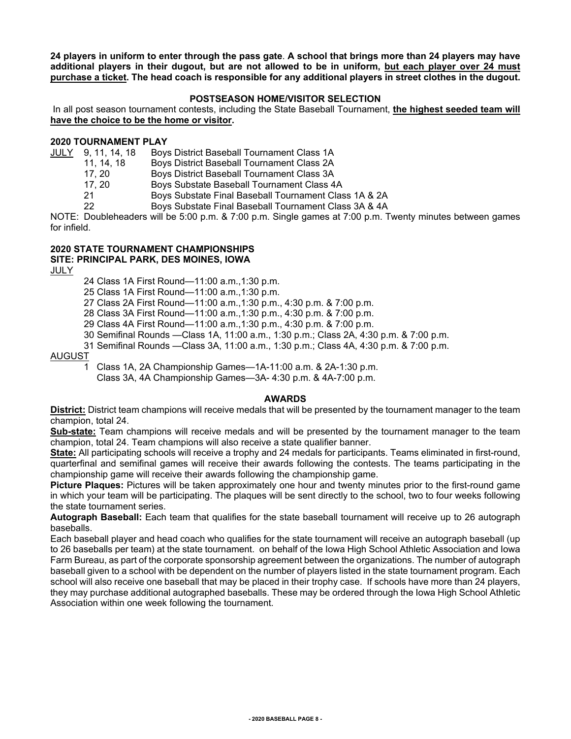**24 players in uniform to enter through the pass gate**. **A school that brings more than 24 players may have additional players in their dugout, but are not allowed to be in uniform, <u>but each player over 24 must purchase a ticket</u>. The head coach is responsible for any additional players in street clothes in the dugout.**

### POSTSEASON HOME/VISITOR SELECTION

In all post season tournament contests, including the State Baseball Tournament, **<u>the highest seeded team will have the choice to be the home or visitor</u>.**

### 2020 TOURNAMENT PLAY

| | | |
|---|---|---|
| <u>JULY</u> | 9, 11, 14, 18 | Boys District Baseball Tournament Class 1A |
| | 11, 14, 18 | Boys District Baseball Tournament Class 2A |
| | 17, 20 | Boys District Baseball Tournament Class 3A |
| | 17, 20 | Boys Substate Baseball Tournament Class 4A |
| | 21 | Boys Substate Final Baseball Tournament Class 1A & 2A |
| | 22 | Boys Substate Final Baseball Tournament Class 3A & 4A |

NOTE: Doubleheaders will be 5:00 p.m. & 7:00 p.m. Single games at 7:00 p.m. Twenty minutes between games for infield.

### 2020 STATE TOURNAMENT CHAMPIONSHIPS
### SITE: PRINCIPAL PARK, DES MOINES, IOWA

<u>JULY</u>

24 Class 1A First Round—11:00 a.m.,1:30 p.m.

25 Class 1A First Round—11:00 a.m.,1:30 p.m.

27 Class 2A First Round—11:00 a.m.,1:30 p.m., 4:30 p.m. & 7:00 p.m.

28 Class 3A First Round—11:00 a.m.,1:30 p.m., 4:30 p.m. & 7:00 p.m.

29 Class 4A First Round—11:00 a.m.,1:30 p.m., 4:30 p.m. & 7:00 p.m.

30 Semifinal Rounds —Class 1A, 11:00 a.m., 1:30 p.m.; Class 2A, 4:30 p.m. & 7:00 p.m.

31 Semifinal Rounds —Class 3A, 11:00 a.m., 1:30 p.m.; Class 4A, 4:30 p.m. & 7:00 p.m.

<u>AUGUST</u>

1 Class 1A, 2A Championship Games—1A-11:00 a.m. & 2A-1:30 p.m.
Class 3A, 4A Championship Games—3A- 4:30 p.m. & 4A-7:00 p.m.

### AWARDS

**<u>District:</u>** District team champions will receive medals that will be presented by the tournament manager to the team champion, total 24.

**<u>Sub-state:</u>** Team champions will receive medals and will be presented by the tournament manager to the team champion, total 24. Team champions will also receive a state qualifier banner.

**<u>State:</u>** All participating schools will receive a trophy and 24 medals for participants. Teams eliminated in first-round, quarterfinal and semifinal games will receive their awards following the contests. The teams participating in the championship game will receive their awards following the championship game.

**Picture Plaques:** Pictures will be taken approximately one hour and twenty minutes prior to the first-round game in which your team will be participating. The plaques will be sent directly to the school, two to four weeks following the state tournament series.

**Autograph Baseball:** Each team that qualifies for the state baseball tournament will receive up to 26 autograph baseballs.

Each baseball player and head coach who qualifies for the state tournament will receive an autograph baseball (up to 26 baseballs per team) at the state tournament. on behalf of the Iowa High School Athletic Association and Iowa Farm Bureau, as part of the corporate sponsorship agreement between the organizations. The number of autograph baseball given to a school with be dependent on the number of players listed in the state tournament program. Each school will also receive one baseball that may be placed in their trophy case. If schools have more than 24 players, they may purchase additional autographed baseballs. These may be ordered through the Iowa High School Athletic Association within one week following the tournament.